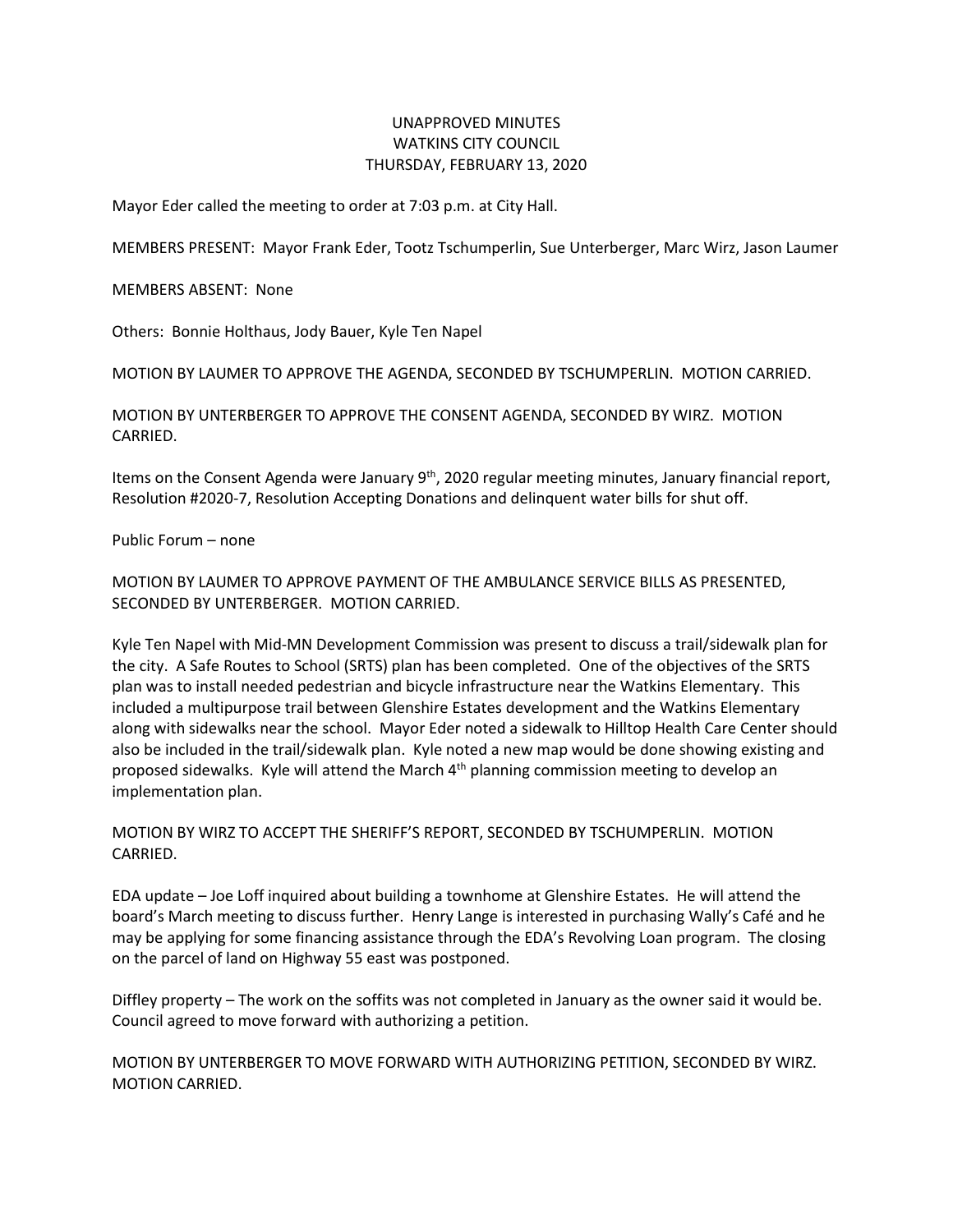# UNAPPROVED MINUTES
## WATKINS CITY COUNCIL
### THURSDAY, FEBRUARY 13, 2020

Mayor Eder called the meeting to order at 7:03 p.m. at City Hall.

MEMBERS PRESENT: Mayor Frank Eder, Tootz Tschumperlin, Sue Unterberger, Marc Wirz, Jason Laumer

MEMBERS ABSENT: None

Others: Bonnie Holthaus, Jody Bauer, Kyle Ten Napel

MOTION BY LAUMER TO APPROVE THE AGENDA, SECONDED BY TSCHUMPERLIN. MOTION CARRIED.

MOTION BY UNTERBERGER TO APPROVE THE CONSENT AGENDA, SECONDED BY WIRZ. MOTION CARRIED.

Items on the Consent Agenda were January 9th, 2020 regular meeting minutes, January financial report, Resolution #2020-7, Resolution Accepting Donations and delinquent water bills for shut off.

Public Forum – none

MOTION BY LAUMER TO APPROVE PAYMENT OF THE AMBULANCE SERVICE BILLS AS PRESENTED, SECONDED BY UNTERBERGER. MOTION CARRIED.

Kyle Ten Napel with Mid-MN Development Commission was present to discuss a trail/sidewalk plan for the city. A Safe Routes to School (SRTS) plan has been completed. One of the objectives of the SRTS plan was to install needed pedestrian and bicycle infrastructure near the Watkins Elementary. This included a multipurpose trail between Glenshire Estates development and the Watkins Elementary along with sidewalks near the school. Mayor Eder noted a sidewalk to Hilltop Health Care Center should also be included in the trail/sidewalk plan. Kyle noted a new map would be done showing existing and proposed sidewalks. Kyle will attend the March 4th planning commission meeting to develop an implementation plan.

MOTION BY WIRZ TO ACCEPT THE SHERIFF'S REPORT, SECONDED BY TSCHUMPERLIN. MOTION CARRIED.

EDA update – Joe Loff inquired about building a townhome at Glenshire Estates. He will attend the board's March meeting to discuss further. Henry Lange is interested in purchasing Wally's Café and he may be applying for some financing assistance through the EDA's Revolving Loan program. The closing on the parcel of land on Highway 55 east was postponed.

Diffley property – The work on the soffits was not completed in January as the owner said it would be. Council agreed to move forward with authorizing a petition.

MOTION BY UNTERBERGER TO MOVE FORWARD WITH AUTHORIZING PETITION, SECONDED BY WIRZ. MOTION CARRIED.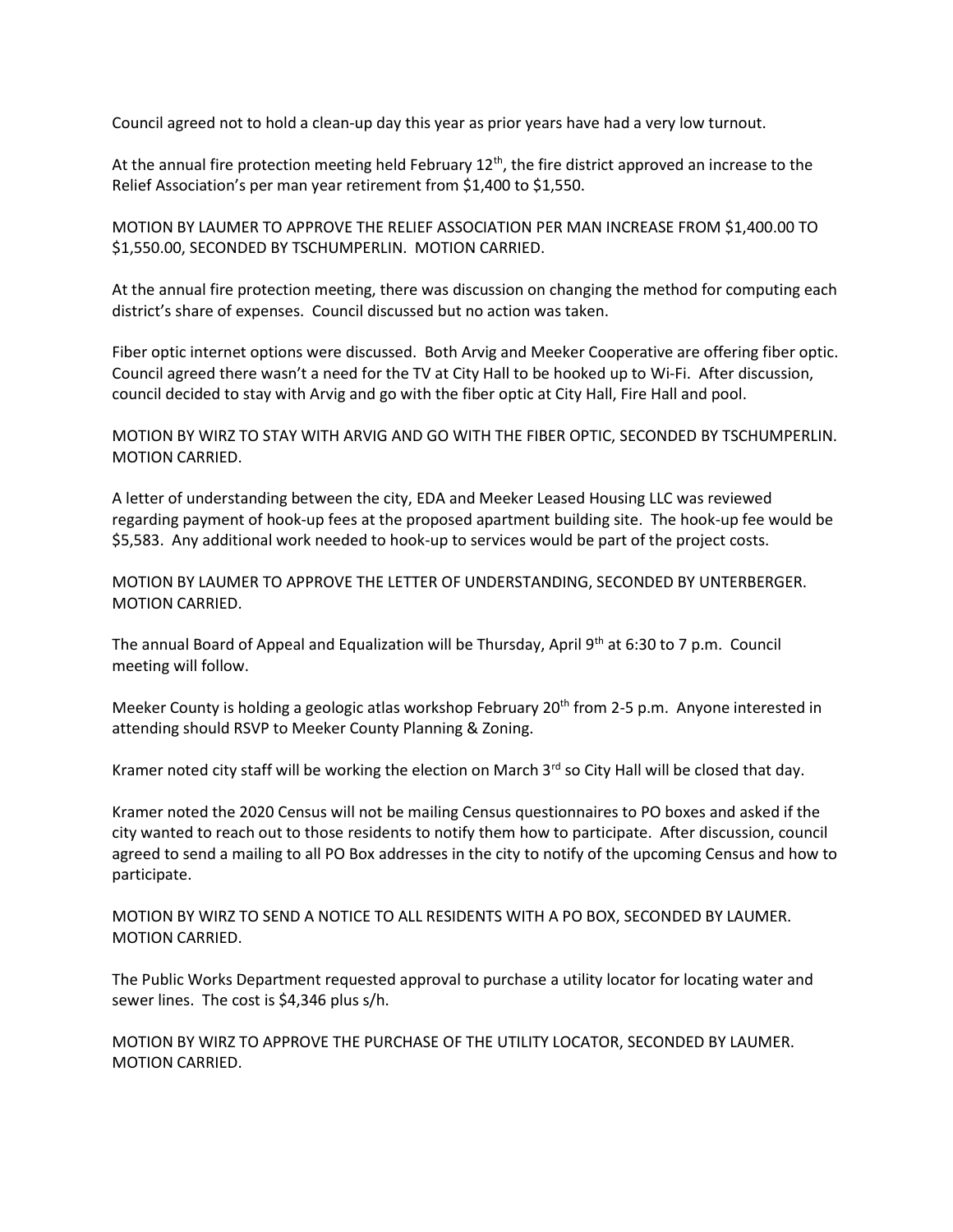Council agreed not to hold a clean-up day this year as prior years have had a very low turnout.

At the annual fire protection meeting held February 12th, the fire district approved an increase to the Relief Association's per man year retirement from $1,400 to $1,550.

MOTION BY LAUMER TO APPROVE THE RELIEF ASSOCIATION PER MAN INCREASE FROM $1,400.00 TO $1,550.00, SECONDED BY TSCHUMPERLIN. MOTION CARRIED.

At the annual fire protection meeting, there was discussion on changing the method for computing each district's share of expenses. Council discussed but no action was taken.

Fiber optic internet options were discussed. Both Arvig and Meeker Cooperative are offering fiber optic. Council agreed there wasn't a need for the TV at City Hall to be hooked up to Wi-Fi. After discussion, council decided to stay with Arvig and go with the fiber optic at City Hall, Fire Hall and pool.

MOTION BY WIRZ TO STAY WITH ARVIG AND GO WITH THE FIBER OPTIC, SECONDED BY TSCHUMPERLIN. MOTION CARRIED.

A letter of understanding between the city, EDA and Meeker Leased Housing LLC was reviewed regarding payment of hook-up fees at the proposed apartment building site. The hook-up fee would be $5,583. Any additional work needed to hook-up to services would be part of the project costs.

MOTION BY LAUMER TO APPROVE THE LETTER OF UNDERSTANDING, SECONDED BY UNTERBERGER. MOTION CARRIED.

The annual Board of Appeal and Equalization will be Thursday, April 9th at 6:30 to 7 p.m. Council meeting will follow.

Meeker County is holding a geologic atlas workshop February 20th from 2-5 p.m. Anyone interested in attending should RSVP to Meeker County Planning & Zoning.

Kramer noted city staff will be working the election on March 3rd so City Hall will be closed that day.

Kramer noted the 2020 Census will not be mailing Census questionnaires to PO boxes and asked if the city wanted to reach out to those residents to notify them how to participate. After discussion, council agreed to send a mailing to all PO Box addresses in the city to notify of the upcoming Census and how to participate.

MOTION BY WIRZ TO SEND A NOTICE TO ALL RESIDENTS WITH A PO BOX, SECONDED BY LAUMER. MOTION CARRIED.

The Public Works Department requested approval to purchase a utility locator for locating water and sewer lines. The cost is $4,346 plus s/h.

MOTION BY WIRZ TO APPROVE THE PURCHASE OF THE UTILITY LOCATOR, SECONDED BY LAUMER. MOTION CARRIED.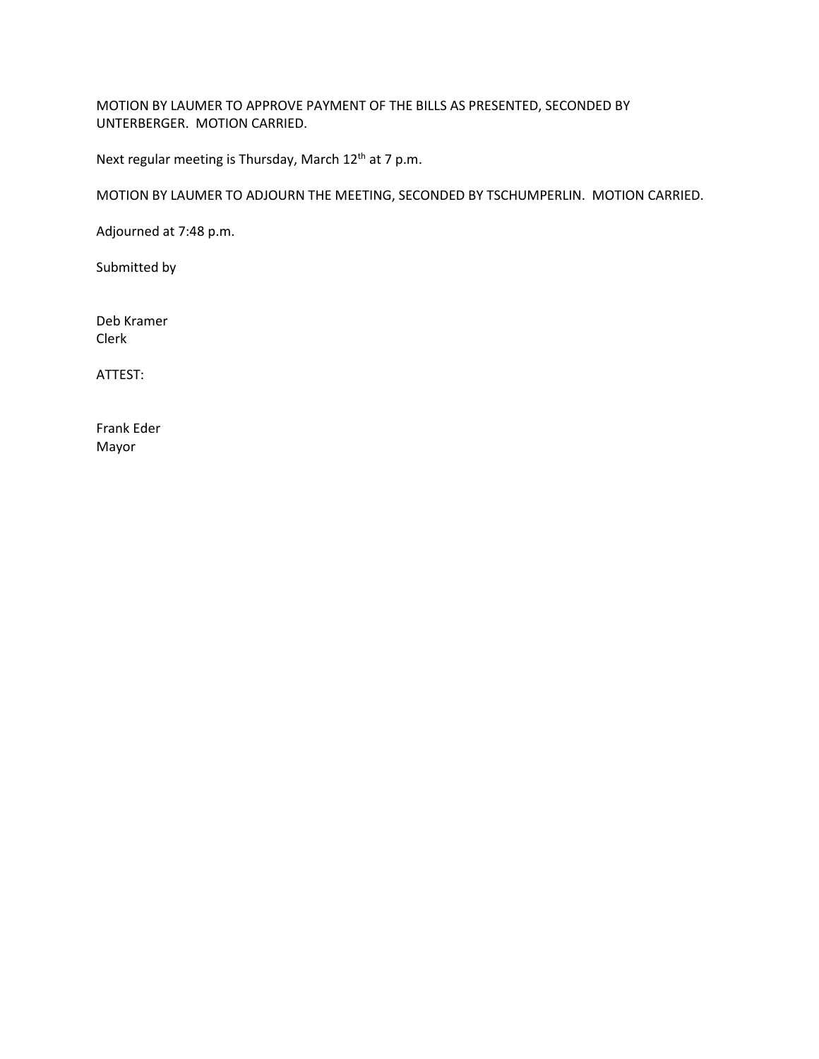MOTION BY LAUMER TO APPROVE PAYMENT OF THE BILLS AS PRESENTED, SECONDED BY UNTERBERGER. MOTION CARRIED.

Next regular meeting is Thursday, March 12th at 7 p.m.

MOTION BY LAUMER TO ADJOURN THE MEETING, SECONDED BY TSCHUMPERLIN. MOTION CARRIED.

Adjourned at 7:48 p.m.

Submitted by

Deb Kramer
Clerk

ATTEST:

Frank Eder
Mayor